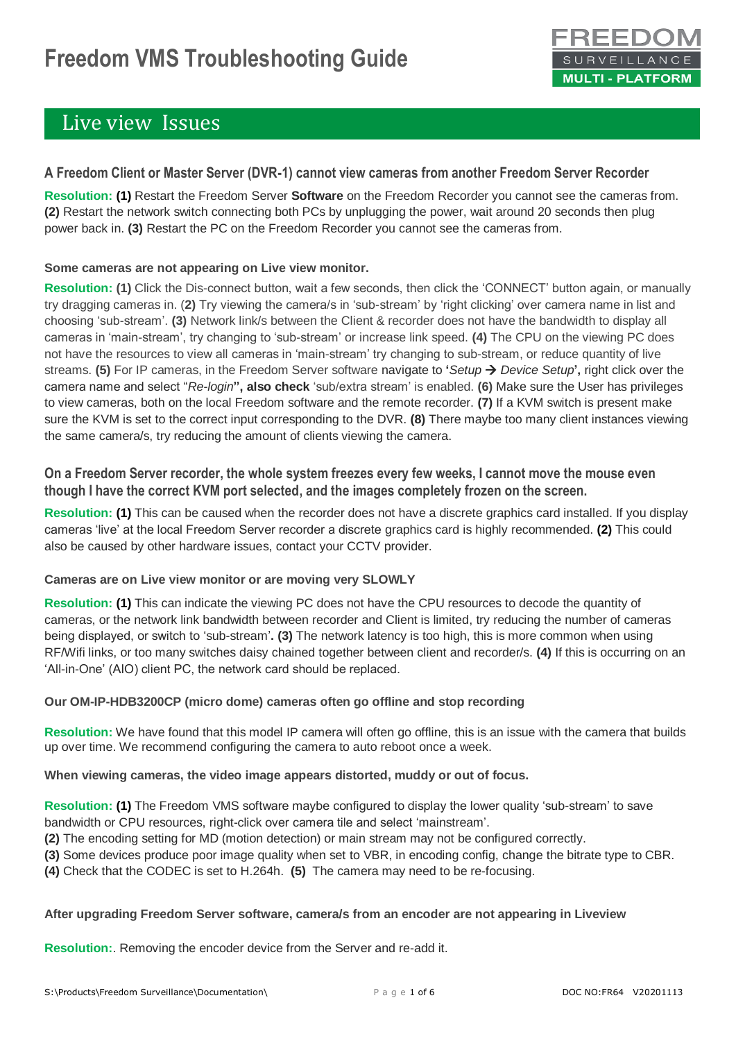# Freedom VMS Troubleshooting Guide

FREEDOM SURVEILLANCE MULTI - PLATFORM

## Live view Issues

### A Freedom Client or Master Server (DVR-1) cannot view cameras from another Freedom Server Recorder

**Resolution:** **(1)** Restart the Freedom Server **Software** on the Freedom Recorder you cannot see the cameras from. **(2)** Restart the network switch connecting both PCs by unplugging the power, wait around 20 seconds then plug power back in. **(3)** Restart the PC on the Freedom Recorder you cannot see the cameras from.

#### Some cameras are not appearing on Live view monitor.

**Resolution:** **(1)** Click the Dis-connect button, wait a few seconds, then click the 'CONNECT' button again, or manually try dragging cameras in. (**2)** Try viewing the camera/s in 'sub-stream' by 'right clicking' over camera name in list and choosing 'sub-stream'. **(3)** Network link/s between the Client & recorder does not have the bandwidth to display all cameras in 'main-stream', try changing to 'sub-stream' or increase link speed. **(4)** The CPU on the viewing PC does not have the resources to view all cameras in 'main-stream' try changing to sub-stream, or reduce quantity of live streams. **(5)** For IP cameras, in the Freedom Server software navigate to **'***Setup* → *Device Setup***',** right click over the camera name and select "*Re-login***", also check** 'sub/extra stream' is enabled. **(6)** Make sure the User has privileges to view cameras, both on the local Freedom software and the remote recorder. **(7)** If a KVM switch is present make sure the KVM is set to the correct input corresponding to the DVR. **(8)** There maybe too many client instances viewing the same camera/s, try reducing the amount of clients viewing the camera.

### On a Freedom Server recorder, the whole system freezes every few weeks, I cannot move the mouse even though I have the correct KVM port selected, and the images completely frozen on the screen.

**Resolution:** **(1)** This can be caused when the recorder does not have a discrete graphics card installed. If you display cameras 'live' at the local Freedom Server recorder a discrete graphics card is highly recommended. **(2)** This could also be caused by other hardware issues, contact your CCTV provider.

#### Cameras are on Live view monitor or are moving very SLOWLY

**Resolution:** **(1)** This can indicate the viewing PC does not have the CPU resources to decode the quantity of cameras, or the network link bandwidth between recorder and Client is limited, try reducing the number of cameras being displayed, or switch to 'sub-stream'**.** **(3)** The network latency is too high, this is more common when using RF/Wifi links, or too many switches daisy chained together between client and recorder/s. **(4)** If this is occurring on an 'All-in-One' (AIO) client PC, the network card should be replaced.

#### Our OM-IP-HDB3200CP (micro dome) cameras often go offline and stop recording

**Resolution:** We have found that this model IP camera will often go offline, this is an issue with the camera that builds up over time. We recommend configuring the camera to auto reboot once a week.

#### When viewing cameras, the video image appears distorted, muddy or out of focus.

**Resolution:** **(1)** The Freedom VMS software maybe configured to display the lower quality 'sub-stream' to save bandwidth or CPU resources, right-click over camera tile and select 'mainstream'.
**(2)** The encoding setting for MD (motion detection) or main stream may not be configured correctly.
**(3)** Some devices produce poor image quality when set to VBR, in encoding config, change the bitrate type to CBR.
**(4)** Check that the CODEC is set to H.264h. **(5)** The camera may need to be re-focusing.

#### After upgrading Freedom Server software, camera/s from an encoder are not appearing in Liveview

**Resolution:**. Removing the encoder device from the Server and re-add it.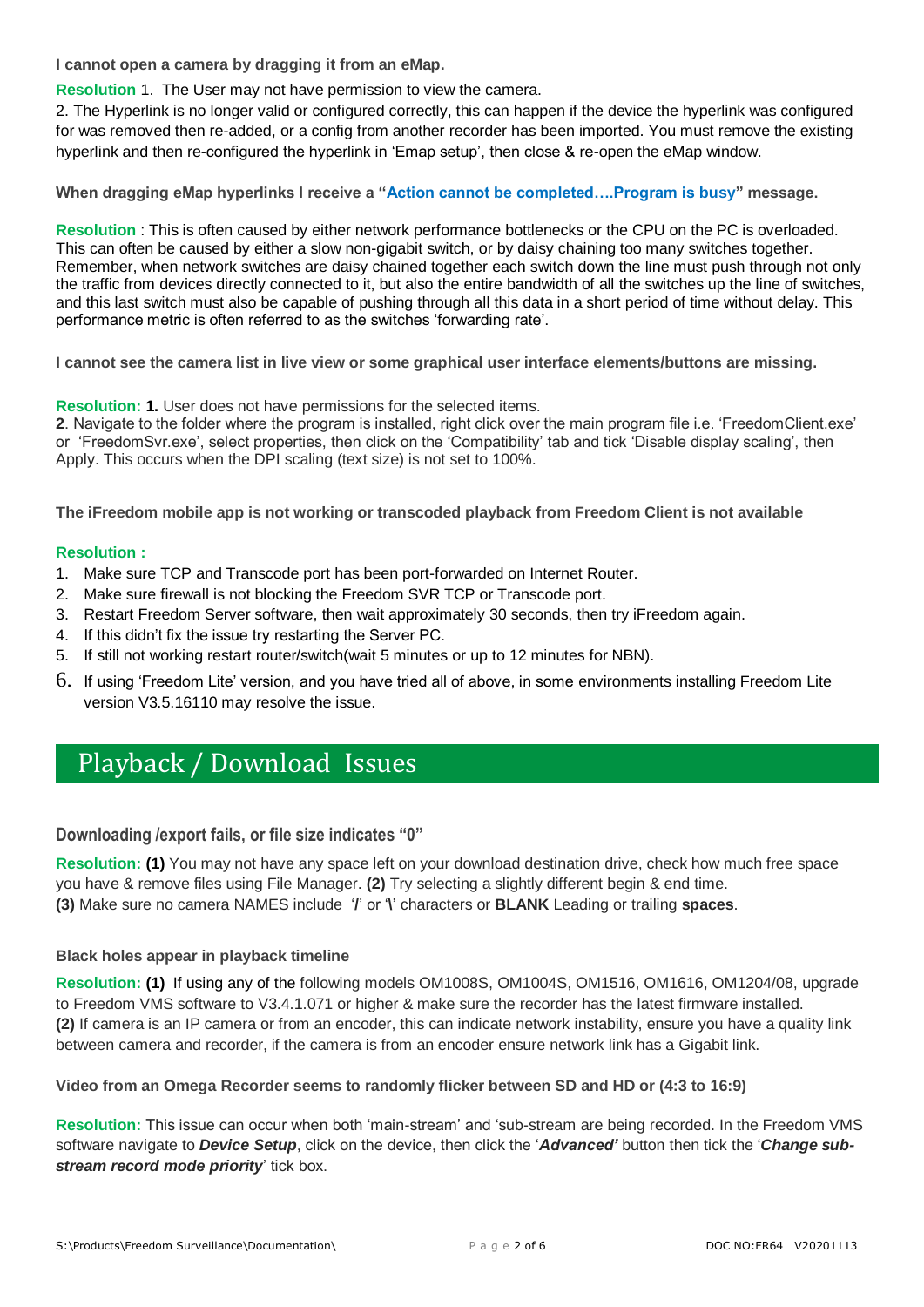**I cannot open a camera by dragging it from an eMap.**

**Resolution** 1. The User may not have permission to view the camera.

2. The Hyperlink is no longer valid or configured correctly, this can happen if the device the hyperlink was configured for was removed then re-added, or a config from another recorder has been imported. You must remove the existing hyperlink and then re-configured the hyperlink in 'Emap setup', then close & re-open the eMap window.

**When dragging eMap hyperlinks I receive a "Action cannot be completed….Program is busy" message.**

**Resolution** : This is often caused by either network performance bottlenecks or the CPU on the PC is overloaded. This can often be caused by either a slow non-gigabit switch, or by daisy chaining too many switches together. Remember, when network switches are daisy chained together each switch down the line must push through not only the traffic from devices directly connected to it, but also the entire bandwidth of all the switches up the line of switches, and this last switch must also be capable of pushing through all this data in a short period of time without delay. This performance metric is often referred to as the switches 'forwarding rate'.

**I cannot see the camera list in live view or some graphical user interface elements/buttons are missing.**

**Resolution: 1.** User does not have permissions for the selected items.

**2**. Navigate to the folder where the program is installed, right click over the main program file i.e. 'FreedomClient.exe' or 'FreedomSvr.exe', select properties, then click on the 'Compatibility' tab and tick 'Disable display scaling', then Apply. This occurs when the DPI scaling (text size) is not set to 100%.

**The iFreedom mobile app is not working or transcoded playback from Freedom Client is not available**

**Resolution :**

1. Make sure TCP and Transcode port has been port-forwarded on Internet Router.
2. Make sure firewall is not blocking the Freedom SVR TCP or Transcode port.
3. Restart Freedom Server software, then wait approximately 30 seconds, then try iFreedom again.
4. If this didn't fix the issue try restarting the Server PC.
5. If still not working restart router/switch(wait 5 minutes or up to 12 minutes for NBN).
6. If using 'Freedom Lite' version, and you have tried all of above, in some environments installing Freedom Lite version V3.5.16110 may resolve the issue.

# Playback / Download Issues

### Downloading /export fails, or file size indicates "0"

**Resolution: (1)** You may not have any space left on your download destination drive, check how much free space you have & remove files using File Manager. **(2)** Try selecting a slightly different begin & end time.
**(3)** Make sure no camera NAMES include '**/**' or '**\**' characters or **BLANK** Leading or trailing **spaces**.

**Black holes appear in playback timeline**

**Resolution: (1)** If using any of the following models OM1008S, OM1004S, OM1516, OM1616, OM1204/08, upgrade to Freedom VMS software to V3.4.1.071 or higher & make sure the recorder has the latest firmware installed.
**(2)** If camera is an IP camera or from an encoder, this can indicate network instability, ensure you have a quality link between camera and recorder, if the camera is from an encoder ensure network link has a Gigabit link.

**Video from an Omega Recorder seems to randomly flicker between SD and HD or (4:3 to 16:9)**

**Resolution:** This issue can occur when both 'main-stream' and 'sub-stream are being recorded. In the Freedom VMS software navigate to ***Device Setup***, click on the device, then click the '***Advanced'*** button then tick the '***Change sub-stream record mode priority***' tick box.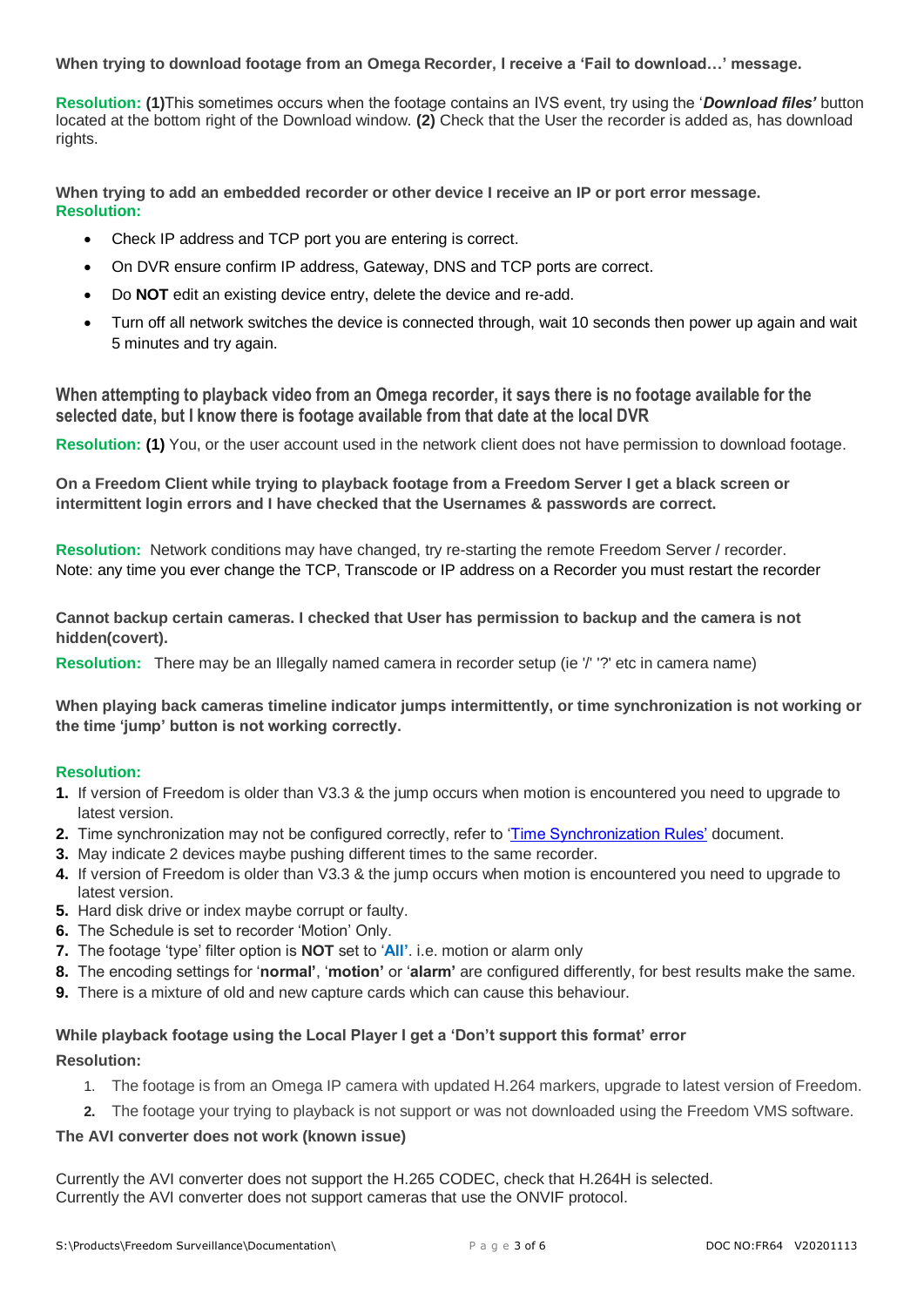**When trying to download footage from an Omega Recorder, I receive a 'Fail to download…' message.**

**Resolution: (1)**This sometimes occurs when the footage contains an IVS event, try using the '***Download files'*** button located at the bottom right of the Download window. **(2)** Check that the User the recorder is added as, has download rights.

**When trying to add an embedded recorder or other device I receive an IP or port error message.**
**Resolution:**

- Check IP address and TCP port you are entering is correct.
- On DVR ensure confirm IP address, Gateway, DNS and TCP ports are correct.
- Do **NOT** edit an existing device entry, delete the device and re-add.
- Turn off all network switches the device is connected through, wait 10 seconds then power up again and wait 5 minutes and try again.

**When attempting to playback video from an Omega recorder, it says there is no footage available for the selected date, but I know there is footage available from that date at the local DVR**

**Resolution: (1)** You, or the user account used in the network client does not have permission to download footage.

**On a Freedom Client while trying to playback footage from a Freedom Server I get a black screen or intermittent login errors and I have checked that the Usernames & passwords are correct.**

**Resolution:** Network conditions may have changed, try re-starting the remote Freedom Server / recorder.
Note: any time you ever change the TCP, Transcode or IP address on a Recorder you must restart the recorder

**Cannot backup certain cameras. I checked that User has permission to backup and the camera is not hidden(covert).**

**Resolution:** There may be an Illegally named camera in recorder setup (ie '/' '?' etc in camera name)

**When playing back cameras timeline indicator jumps intermittently, or time synchronization is not working or the time 'jump' button is not working correctly.**

**Resolution:**

1. If version of Freedom is older than V3.3 & the jump occurs when motion is encountered you need to upgrade to latest version.
2. Time synchronization may not be configured correctly, refer to 'Time Synchronization Rules' document.
3. May indicate 2 devices maybe pushing different times to the same recorder.
4. If version of Freedom is older than V3.3 & the jump occurs when motion is encountered you need to upgrade to latest version.
5. Hard disk drive or index maybe corrupt or faulty.
6. The Schedule is set to recorder 'Motion' Only.
7. The footage 'type' filter option is **NOT** set to '**All'**. i.e. motion or alarm only
8. The encoding settings for '**normal'**, '**motion'** or '**alarm'** are configured differently, for best results make the same.
9. There is a mixture of old and new capture cards which can cause this behaviour.

**While playback footage using the Local Player I get a 'Don't support this format' error**

**Resolution:**

1. The footage is from an Omega IP camera with updated H.264 markers, upgrade to latest version of Freedom.
2. The footage your trying to playback is not support or was not downloaded using the Freedom VMS software.

**The AVI converter does not work (known issue)**

Currently the AVI converter does not support the H.265 CODEC, check that H.264H is selected.
Currently the AVI converter does not support cameras that use the ONVIF protocol.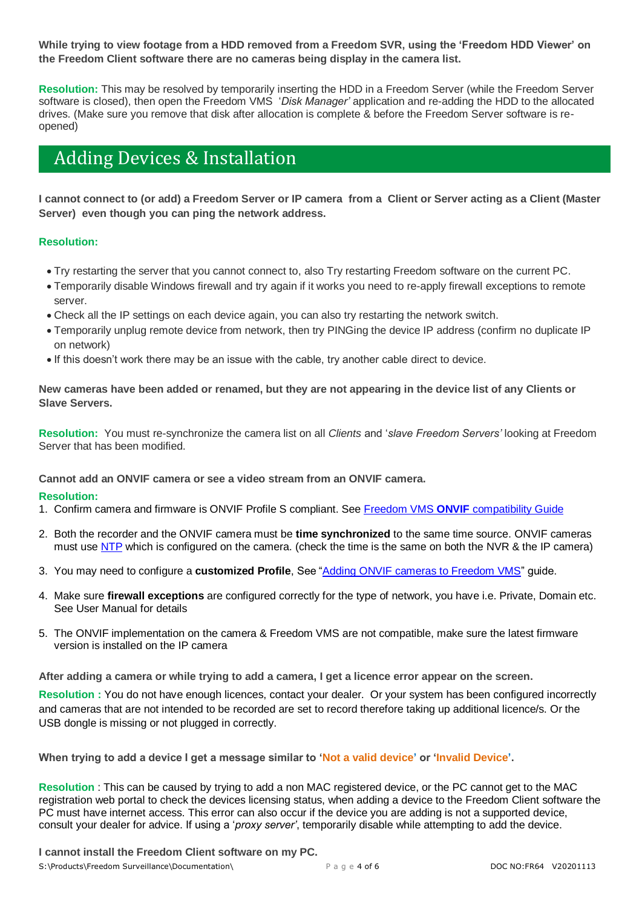**While trying to view footage from a HDD removed from a Freedom SVR, using the 'Freedom HDD Viewer' on the Freedom Client software there are no cameras being display in the camera list.**

**Resolution:** This may be resolved by temporarily inserting the HDD in a Freedom Server (while the Freedom Server software is closed), then open the Freedom VMS '*Disk Manager'* application and re-adding the HDD to the allocated drives. (Make sure you remove that disk after allocation is complete & before the Freedom Server software is re-opened)

## Adding Devices & Installation

**I cannot connect to (or add) a Freedom Server or IP camera from a Client or Server acting as a Client (Master Server) even though you can ping the network address.**

**Resolution:**

- Try restarting the server that you cannot connect to, also Try restarting Freedom software on the current PC.
- Temporarily disable Windows firewall and try again if it works you need to re-apply firewall exceptions to remote server.
- Check all the IP settings on each device again, you can also try restarting the network switch.
- Temporarily unplug remote device from network, then try PINGing the device IP address (confirm no duplicate IP on network)
- If this doesn't work there may be an issue with the cable, try another cable direct to device.

**New cameras have been added or renamed, but they are not appearing in the device list of any Clients or Slave Servers.**

**Resolution:** You must re-synchronize the camera list on all *Clients* and '*slave Freedom Servers'* looking at Freedom Server that has been modified.

**Cannot add an ONVIF camera or see a video stream from an ONVIF camera.**

**Resolution:**

1. Confirm camera and firmware is ONVIF Profile S compliant. See Freedom VMS **ONVIF** compatibility Guide
2. Both the recorder and the ONVIF camera must be **time synchronized** to the same time source. ONVIF cameras must use NTP which is configured on the camera. (check the time is the same on both the NVR & the IP camera)
3. You may need to configure a **customized Profile**, See "Adding ONVIF cameras to Freedom VMS" guide.
4. Make sure **firewall exceptions** are configured correctly for the type of network, you have i.e. Private, Domain etc. See User Manual for details
5. The ONVIF implementation on the camera & Freedom VMS are not compatible, make sure the latest firmware version is installed on the IP camera

**After adding a camera or while trying to add a camera, I get a licence error appear on the screen.**

**Resolution :** You do not have enough licences, contact your dealer. Or your system has been configured incorrectly and cameras that are not intended to be recorded are set to record therefore taking up additional licence/s. Or the USB dongle is missing or not plugged in correctly.

**When trying to add a device I get a message similar to 'Not a valid device' or 'Invalid Device'.**

**Resolution** : This can be caused by trying to add a non MAC registered device, or the PC cannot get to the MAC registration web portal to check the devices licensing status, when adding a device to the Freedom Client software the PC must have internet access. This error can also occur if the device you are adding is not a supported device, consult your dealer for advice. If using a '*proxy server'*, temporarily disable while attempting to add the device.

**I cannot install the Freedom Client software on my PC.**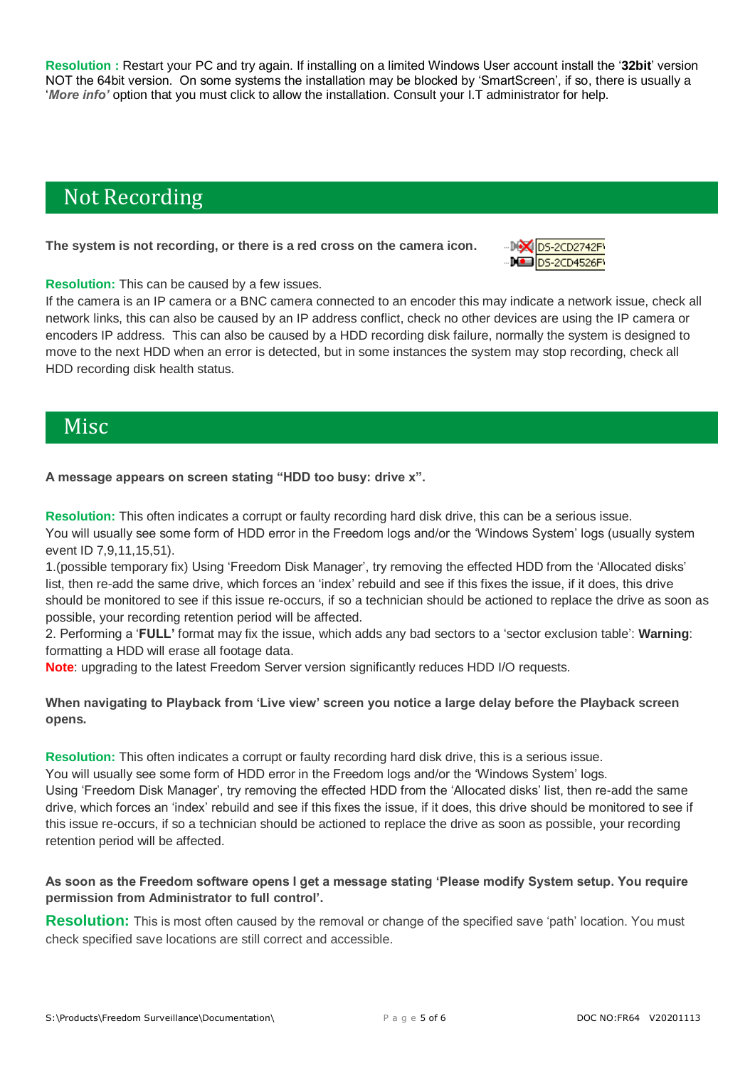**Resolution :** Restart your PC and try again. If installing on a limited Windows User account install the '**32bit**' version NOT the 64bit version.  On some systems the installation may be blocked by 'SmartScreen', if so, there is usually a '***More info'*** option that you must click to allow the installation. Consult your I.T administrator for help.

## Not Recording

**The system is not recording, or there is a red cross on the camera icon.**

**Resolution:** This can be caused by a few issues.
If the camera is an IP camera or a BNC camera connected to an encoder this may indicate a network issue, check all network links, this can also be caused by an IP address conflict, check no other devices are using the IP camera or encoders IP address.  This can also be caused by a HDD recording disk failure, normally the system is designed to move to the next HDD when an error is detected, but in some instances the system may stop recording, check all HDD recording disk health status.

## Misc

**A message appears on screen stating "HDD too busy: drive x".**

**Resolution:** This often indicates a corrupt or faulty recording hard disk drive, this can be a serious issue.
You will usually see some form of HDD error in the Freedom logs and/or the 'Windows System' logs (usually system event ID 7,9,11,15,51).
1.(possible temporary fix) Using 'Freedom Disk Manager', try removing the effected HDD from the 'Allocated disks' list, then re-add the same drive, which forces an 'index' rebuild and see if this fixes the issue, if it does, this drive should be monitored to see if this issue re-occurs, if so a technician should be actioned to replace the drive as soon as possible, your recording retention period will be affected.
2. Performing a '**FULL'** format may fix the issue, which adds any bad sectors to a 'sector exclusion table': **Warning**: formatting a HDD will erase all footage data.
**Note**: upgrading to the latest Freedom Server version significantly reduces HDD I/O requests.

**When navigating to Playback from 'Live view' screen you notice a large delay before the Playback screen opens.**

**Resolution:** This often indicates a corrupt or faulty recording hard disk drive, this is a serious issue.
You will usually see some form of HDD error in the Freedom logs and/or the 'Windows System' logs.
Using 'Freedom Disk Manager', try removing the effected HDD from the 'Allocated disks' list, then re-add the same drive, which forces an 'index' rebuild and see if this fixes the issue, if it does, this drive should be monitored to see if this issue re-occurs, if so a technician should be actioned to replace the drive as soon as possible, your recording retention period will be affected.

**As soon as the Freedom software opens I get a message stating 'Please modify System setup. You require permission from Administrator to full control'.**

**Resolution:** This is most often caused by the removal or change of the specified save 'path' location. You must check specified save locations are still correct and accessible.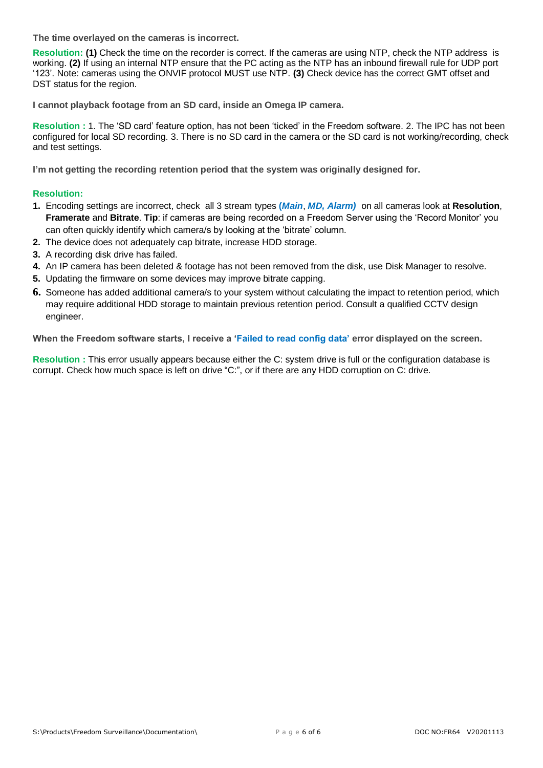**The time overlayed on the cameras is incorrect.**

**Resolution:** **(1)** Check the time on the recorder is correct. If the cameras are using NTP, check the NTP address is working. **(2)** If using an internal NTP ensure that the PC acting as the NTP has an inbound firewall rule for UDP port '123'. Note: cameras using the ONVIF protocol MUST use NTP. **(3)** Check device has the correct GMT offset and DST status for the region.

**I cannot playback footage from an SD card, inside an Omega IP camera.**

**Resolution :** 1. The 'SD card' feature option, has not been 'ticked' in the Freedom software. 2. The IPC has not been configured for local SD recording. 3. There is no SD card in the camera or the SD card is not working/recording, check and test settings.

**I'm not getting the recording retention period that the system was originally designed for.**

**Resolution:**

1. Encoding settings are incorrect, check all 3 stream types ***(Main, MD, Alarm)*** on all cameras look at **Resolution**, **Framerate** and **Bitrate**. **Tip**: if cameras are being recorded on a Freedom Server using the 'Record Monitor' you can often quickly identify which camera/s by looking at the 'bitrate' column.
2. The device does not adequately cap bitrate, increase HDD storage.
3. A recording disk drive has failed.
4. An IP camera has been deleted & footage has not been removed from the disk, use Disk Manager to resolve.
5. Updating the firmware on some devices may improve bitrate capping.
6. Someone has added additional camera/s to your system without calculating the impact to retention period, which may require additional HDD storage to maintain previous retention period. Consult a qualified CCTV design engineer.

**When the Freedom software starts, I receive a 'Failed to read config data' error displayed on the screen.**

**Resolution :** This error usually appears because either the C: system drive is full or the configuration database is corrupt. Check how much space is left on drive "C:", or if there are any HDD corruption on C: drive.